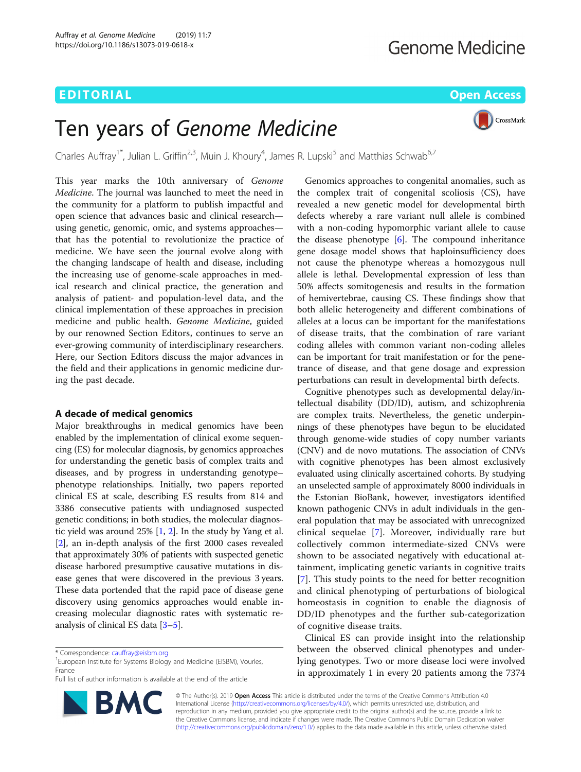EDITORIAL

Open Access

# Ten years of *Genome Medicine*

Charles Auffray[1*], Julian L. Griffin[2,3], Muin J. Khoury[4], James R. Lupski[5] and Matthias Schwab[6,7]

This year marks the 10th anniversary of *Genome Medicine*. The journal was launched to meet the need in the community for a platform to publish impactful and open science that advances basic and clinical research—using genetic, genomic, omic, and systems approaches—that has the potential to revolutionize the practice of medicine. We have seen the journal evolve along with the changing landscape of health and disease, including the increasing use of genome-scale approaches in medical research and clinical practice, the generation and analysis of patient- and population-level data, and the clinical implementation of these approaches in precision medicine and public health. *Genome Medicine*, guided by our renowned Section Editors, continues to serve an ever-growing community of interdisciplinary researchers. Here, our Section Editors discuss the major advances in the field and their applications in genomic medicine during the past decade.

## A decade of medical genomics

Major breakthroughs in medical genomics have been enabled by the implementation of clinical exome sequencing (ES) for molecular diagnosis, by genomics approaches for understanding the genetic basis of complex traits and diseases, and by progress in understanding genotype–phenotype relationships. Initially, two papers reported clinical ES at scale, describing ES results from 814 and 3386 consecutive patients with undiagnosed suspected genetic conditions; in both studies, the molecular diagnostic yield was around 25% [1, 2]. In the study by Yang et al. [2], an in-depth analysis of the first 2000 cases revealed that approximately 30% of patients with suspected genetic disease harbored presumptive causative mutations in disease genes that were discovered in the previous 3 years. These data portended that the rapid pace of disease gene discovery using genomics approaches would enable increasing molecular diagnostic rates with systematic reanalysis of clinical ES data [3–5].

Genomics approaches to congenital anomalies, such as the complex trait of congenital scoliosis (CS), have revealed a new genetic model for developmental birth defects whereby a rare variant null allele is combined with a non-coding hypomorphic variant allele to cause the disease phenotype [6]. The compound inheritance gene dosage model shows that haploinsufficiency does not cause the phenotype whereas a homozygous null allele is lethal. Developmental expression of less than 50% affects somitogenesis and results in the formation of hemivertebrae, causing CS. These findings show that both allelic heterogeneity and different combinations of alleles at a locus can be important for the manifestations of disease traits, that the combination of rare variant coding alleles with common variant non-coding alleles can be important for trait manifestation or for the penetrance of disease, and that gene dosage and expression perturbations can result in developmental birth defects.

Cognitive phenotypes such as developmental delay/intellectual disability (DD/ID), autism, and schizophrenia are complex traits. Nevertheless, the genetic underpinnings of these phenotypes have begun to be elucidated through genome-wide studies of copy number variants (CNV) and de novo mutations. The association of CNVs with cognitive phenotypes has been almost exclusively evaluated using clinically ascertained cohorts. By studying an unselected sample of approximately 8000 individuals in the Estonian BioBank, however, investigators identified known pathogenic CNVs in adult individuals in the general population that may be associated with unrecognized clinical sequelae [7]. Moreover, individually rare but collectively common intermediate-sized CNVs were shown to be associated negatively with educational attainment, implicating genetic variants in cognitive traits [7]. This study points to the need for better recognition and clinical phenotyping of perturbations of biological homeostasis in cognition to enable the diagnosis of DD/ID phenotypes and the further sub-categorization of cognitive disease traits.

Clinical ES can provide insight into the relationship between the observed clinical phenotypes and underlying genotypes. Two or more disease loci were involved in approximately 1 in every 20 patients among the 7374

\* Correspondence: cauffray@eisbm.org
[1]European Institute for Systems Biology and Medicine (EISBM), Vourles, France
Full list of author information is available at the end of the article

© The Author(s). 2019 **Open Access** This article is distributed under the terms of the Creative Commons Attribution 4.0 International License (http://creativecommons.org/licenses/by/4.0/), which permits unrestricted use, distribution, and reproduction in any medium, provided you give appropriate credit to the original author(s) and the source, provide a link to the Creative Commons license, and indicate if changes were made. The Creative Commons Public Domain Dedication waiver (http://creativecommons.org/publicdomain/zero/1.0/) applies to the data made available in this article, unless otherwise stated.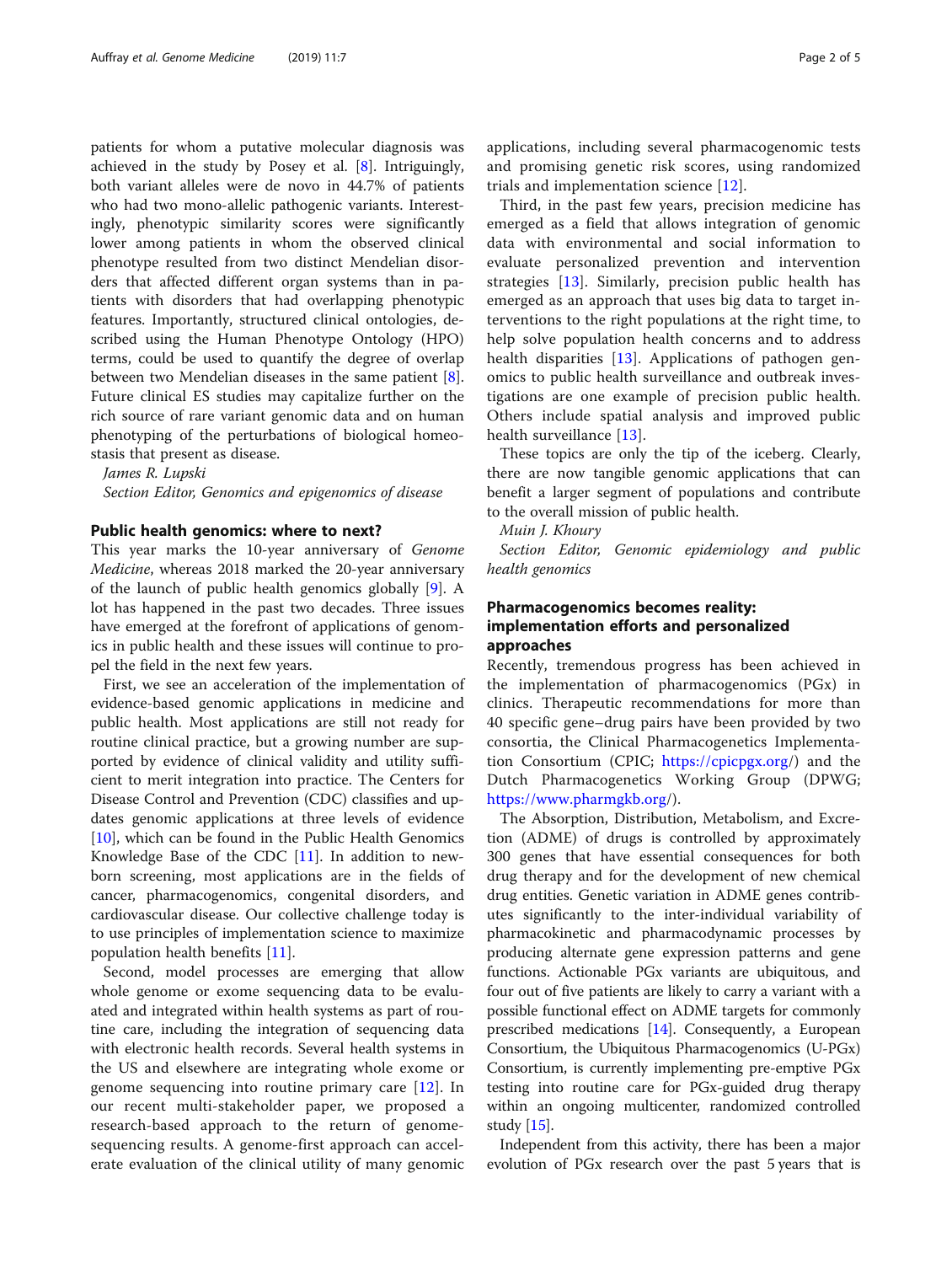patients for whom a putative molecular diagnosis was achieved in the study by Posey et al. [8]. Intriguingly, both variant alleles were de novo in 44.7% of patients who had two mono-allelic pathogenic variants. Interestingly, phenotypic similarity scores were significantly lower among patients in whom the observed clinical phenotype resulted from two distinct Mendelian disorders that affected different organ systems than in patients with disorders that had overlapping phenotypic features. Importantly, structured clinical ontologies, described using the Human Phenotype Ontology (HPO) terms, could be used to quantify the degree of overlap between two Mendelian diseases in the same patient [8]. Future clinical ES studies may capitalize further on the rich source of rare variant genomic data and on human phenotyping of the perturbations of biological homeostasis that present as disease.

*James R. Lupski*

*Section Editor, Genomics and epigenomics of disease*

## Public health genomics: where to next?

This year marks the 10-year anniversary of *Genome Medicine*, whereas 2018 marked the 20-year anniversary of the launch of public health genomics globally [9]. A lot has happened in the past two decades. Three issues have emerged at the forefront of applications of genomics in public health and these issues will continue to propel the field in the next few years.

First, we see an acceleration of the implementation of evidence-based genomic applications in medicine and public health. Most applications are still not ready for routine clinical practice, but a growing number are supported by evidence of clinical validity and utility sufficient to merit integration into practice. The Centers for Disease Control and Prevention (CDC) classifies and updates genomic applications at three levels of evidence [10], which can be found in the Public Health Genomics Knowledge Base of the CDC [11]. In addition to newborn screening, most applications are in the fields of cancer, pharmacogenomics, congenital disorders, and cardiovascular disease. Our collective challenge today is to use principles of implementation science to maximize population health benefits [11].

Second, model processes are emerging that allow whole genome or exome sequencing data to be evaluated and integrated within health systems as part of routine care, including the integration of sequencing data with electronic health records. Several health systems in the US and elsewhere are integrating whole exome or genome sequencing into routine primary care [12]. In our recent multi-stakeholder paper, we proposed a research-based approach to the return of genome-sequencing results. A genome-first approach can accelerate evaluation of the clinical utility of many genomic applications, including several pharmacogenomic tests and promising genetic risk scores, using randomized trials and implementation science [12].

Third, in the past few years, precision medicine has emerged as a field that allows integration of genomic data with environmental and social information to evaluate personalized prevention and intervention strategies [13]. Similarly, precision public health has emerged as an approach that uses big data to target interventions to the right populations at the right time, to help solve population health concerns and to address health disparities [13]. Applications of pathogen genomics to public health surveillance and outbreak investigations are one example of precision public health. Others include spatial analysis and improved public health surveillance [13].

These topics are only the tip of the iceberg. Clearly, there are now tangible genomic applications that can benefit a larger segment of populations and contribute to the overall mission of public health.

*Muin J. Khoury*

*Section Editor, Genomic epidemiology and public health genomics*

## Pharmacogenomics becomes reality: implementation efforts and personalized approaches

Recently, tremendous progress has been achieved in the implementation of pharmacogenomics (PGx) in clinics. Therapeutic recommendations for more than 40 specific gene–drug pairs have been provided by two consortia, the Clinical Pharmacogenetics Implementation Consortium (CPIC; https://cpicpgx.org/) and the Dutch Pharmacogenetics Working Group (DPWG; https://www.pharmgkb.org/).

The Absorption, Distribution, Metabolism, and Excretion (ADME) of drugs is controlled by approximately 300 genes that have essential consequences for both drug therapy and for the development of new chemical drug entities. Genetic variation in ADME genes contributes significantly to the inter-individual variability of pharmacokinetic and pharmacodynamic processes by producing alternate gene expression patterns and gene functions. Actionable PGx variants are ubiquitous, and four out of five patients are likely to carry a variant with a possible functional effect on ADME targets for commonly prescribed medications [14]. Consequently, a European Consortium, the Ubiquitous Pharmacogenomics (U-PGx) Consortium, is currently implementing pre-emptive PGx testing into routine care for PGx-guided drug therapy within an ongoing multicenter, randomized controlled study [15].

Independent from this activity, there has been a major evolution of PGx research over the past 5 years that is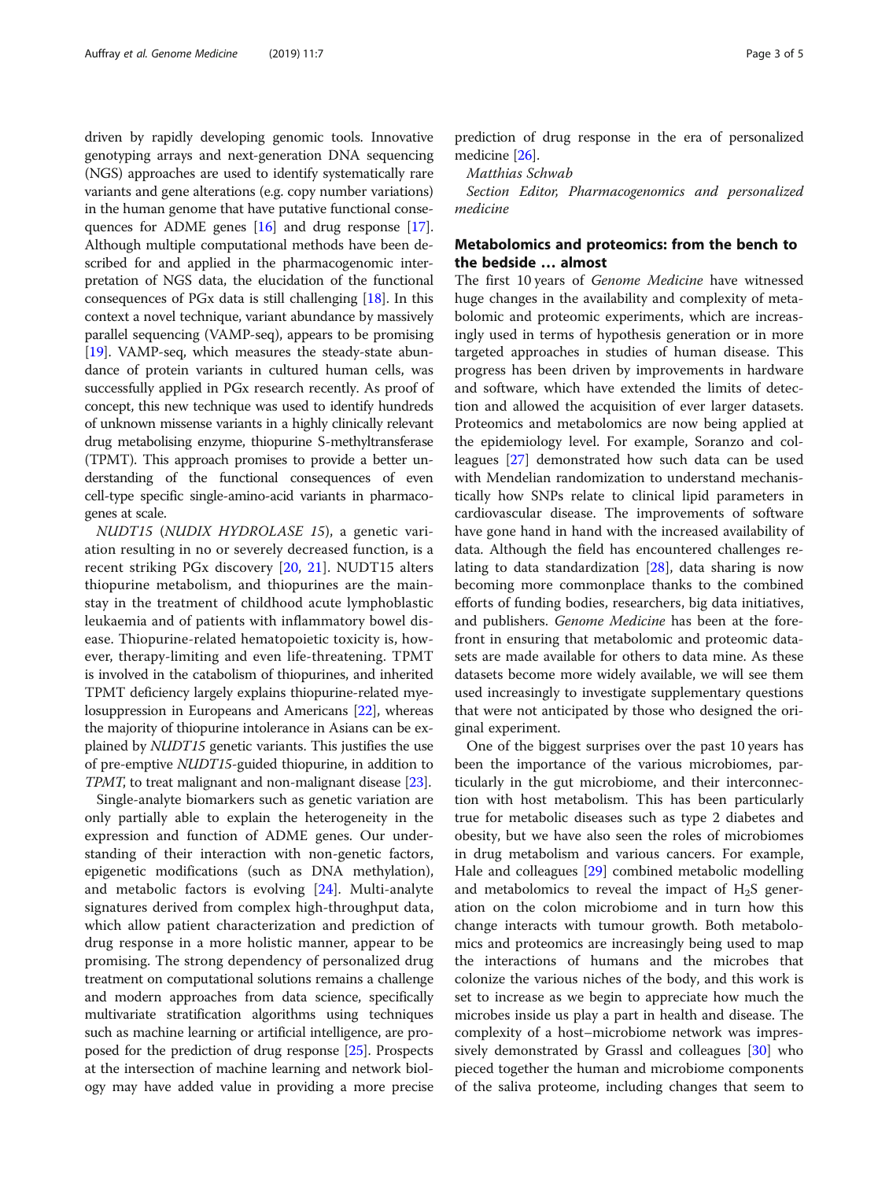driven by rapidly developing genomic tools. Innovative genotyping arrays and next-generation DNA sequencing (NGS) approaches are used to identify systematically rare variants and gene alterations (e.g. copy number variations) in the human genome that have putative functional consequences for ADME genes [16] and drug response [17]. Although multiple computational methods have been described for and applied in the pharmacogenomic interpretation of NGS data, the elucidation of the functional consequences of PGx data is still challenging [18]. In this context a novel technique, variant abundance by massively parallel sequencing (VAMP-seq), appears to be promising [19]. VAMP-seq, which measures the steady-state abundance of protein variants in cultured human cells, was successfully applied in PGx research recently. As proof of concept, this new technique was used to identify hundreds of unknown missense variants in a highly clinically relevant drug metabolising enzyme, thiopurine S-methyltransferase (TPMT). This approach promises to provide a better understanding of the functional consequences of even cell-type specific single-amino-acid variants in pharmacogenes at scale.

*NUDT15* (*NUDIX HYDROLASE 15*), a genetic variation resulting in no or severely decreased function, is a recent striking PGx discovery [20, 21]. NUDT15 alters thiopurine metabolism, and thiopurines are the mainstay in the treatment of childhood acute lymphoblastic leukaemia and of patients with inflammatory bowel disease. Thiopurine-related hematopoietic toxicity is, however, therapy-limiting and even life-threatening. TPMT is involved in the catabolism of thiopurines, and inherited TPMT deficiency largely explains thiopurine-related myelosuppression in Europeans and Americans [22], whereas the majority of thiopurine intolerance in Asians can be explained by *NUDT15* genetic variants. This justifies the use of pre-emptive *NUDT15*-guided thiopurine, in addition to *TPMT*, to treat malignant and non-malignant disease [23].

Single-analyte biomarkers such as genetic variation are only partially able to explain the heterogeneity in the expression and function of ADME genes. Our understanding of their interaction with non-genetic factors, epigenetic modifications (such as DNA methylation), and metabolic factors is evolving [24]. Multi-analyte signatures derived from complex high-throughput data, which allow patient characterization and prediction of drug response in a more holistic manner, appear to be promising. The strong dependency of personalized drug treatment on computational solutions remains a challenge and modern approaches from data science, specifically multivariate stratification algorithms using techniques such as machine learning or artificial intelligence, are proposed for the prediction of drug response [25]. Prospects at the intersection of machine learning and network biology may have added value in providing a more precise prediction of drug response in the era of personalized medicine [26].

*Matthias Schwab*

*Section Editor, Pharmacogenomics and personalized medicine*

## Metabolomics and proteomics: from the bench to the bedside … almost

The first 10 years of *Genome Medicine* have witnessed huge changes in the availability and complexity of metabolomic and proteomic experiments, which are increasingly used in terms of hypothesis generation or in more targeted approaches in studies of human disease. This progress has been driven by improvements in hardware and software, which have extended the limits of detection and allowed the acquisition of ever larger datasets. Proteomics and metabolomics are now being applied at the epidemiology level. For example, Soranzo and colleagues [27] demonstrated how such data can be used with Mendelian randomization to understand mechanistically how SNPs relate to clinical lipid parameters in cardiovascular disease. The improvements of software have gone hand in hand with the increased availability of data. Although the field has encountered challenges relating to data standardization [28], data sharing is now becoming more commonplace thanks to the combined efforts of funding bodies, researchers, big data initiatives, and publishers. *Genome Medicine* has been at the forefront in ensuring that metabolomic and proteomic datasets are made available for others to data mine. As these datasets become more widely available, we will see them used increasingly to investigate supplementary questions that were not anticipated by those who designed the original experiment.

One of the biggest surprises over the past 10 years has been the importance of the various microbiomes, particularly in the gut microbiome, and their interconnection with host metabolism. This has been particularly true for metabolic diseases such as type 2 diabetes and obesity, but we have also seen the roles of microbiomes in drug metabolism and various cancers. For example, Hale and colleagues [29] combined metabolic modelling and metabolomics to reveal the impact of $H_2S$ generation on the colon microbiome and in turn how this change interacts with tumour growth. Both metabolomics and proteomics are increasingly being used to map the interactions of humans and the microbes that colonize the various niches of the body, and this work is set to increase as we begin to appreciate how much the microbes inside us play a part in health and disease. The complexity of a host–microbiome network was impressively demonstrated by Grassl and colleagues [30] who pieced together the human and microbiome components of the saliva proteome, including changes that seem to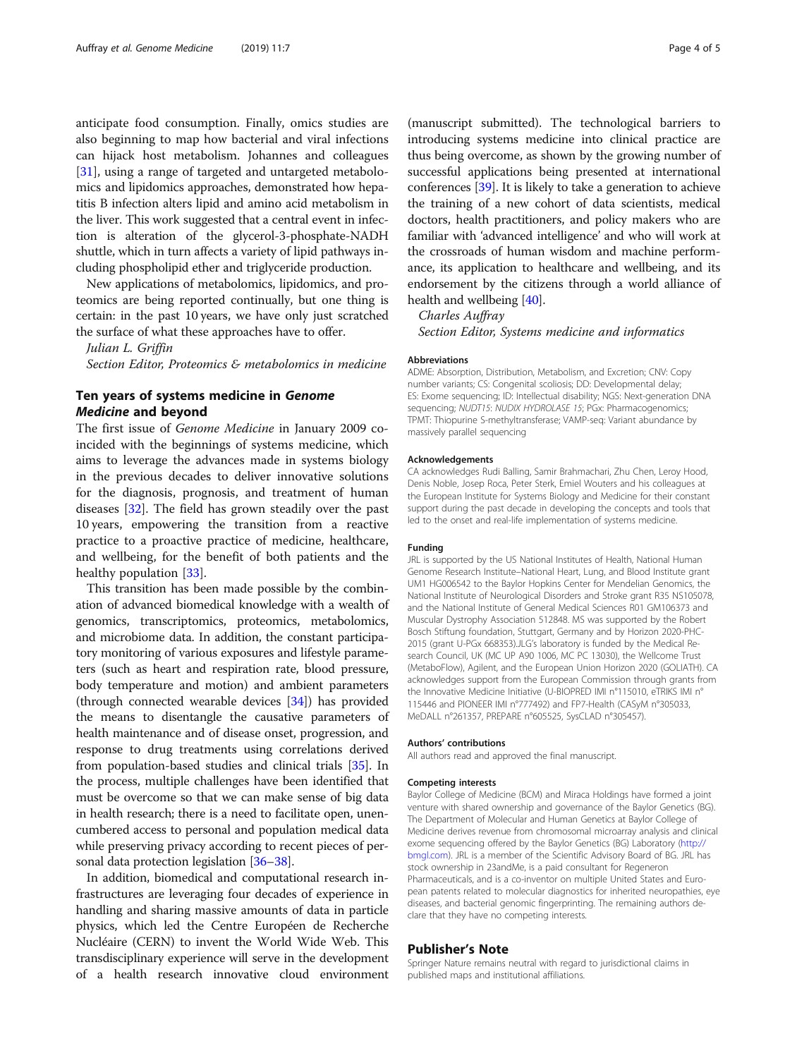anticipate food consumption. Finally, omics studies are also beginning to map how bacterial and viral infections can hijack host metabolism. Johannes and colleagues [31], using a range of targeted and untargeted metabolomics and lipidomics approaches, demonstrated how hepatitis B infection alters lipid and amino acid metabolism in the liver. This work suggested that a central event in infection is alteration of the glycerol-3-phosphate-NADH shuttle, which in turn affects a variety of lipid pathways including phospholipid ether and triglyceride production.

New applications of metabolomics, lipidomics, and proteomics are being reported continually, but one thing is certain: in the past 10 years, we have only just scratched the surface of what these approaches have to offer.

*Julian L. Griffin*

*Section Editor, Proteomics & metabolomics in medicine*

## Ten years of systems medicine in *Genome Medicine* and beyond

The first issue of *Genome Medicine* in January 2009 coincided with the beginnings of systems medicine, which aims to leverage the advances made in systems biology in the previous decades to deliver innovative solutions for the diagnosis, prognosis, and treatment of human diseases [32]. The field has grown steadily over the past 10 years, empowering the transition from a reactive practice to a proactive practice of medicine, healthcare, and wellbeing, for the benefit of both patients and the healthy population [33].

This transition has been made possible by the combination of advanced biomedical knowledge with a wealth of genomics, transcriptomics, proteomics, metabolomics, and microbiome data. In addition, the constant participatory monitoring of various exposures and lifestyle parameters (such as heart and respiration rate, blood pressure, body temperature and motion) and ambient parameters (through connected wearable devices [34]) has provided the means to disentangle the causative parameters of health maintenance and of disease onset, progression, and response to drug treatments using correlations derived from population-based studies and clinical trials [35]. In the process, multiple challenges have been identified that must be overcome so that we can make sense of big data in health research; there is a need to facilitate open, unencumbered access to personal and population medical data while preserving privacy according to recent pieces of personal data protection legislation [36–38].

In addition, biomedical and computational research infrastructures are leveraging four decades of experience in handling and sharing massive amounts of data in particle physics, which led the Centre Européen de Recherche Nucléaire (CERN) to invent the World Wide Web. This transdisciplinary experience will serve in the development of a health research innovative cloud environment (manuscript submitted). The technological barriers to introducing systems medicine into clinical practice are thus being overcome, as shown by the growing number of successful applications being presented at international conferences [39]. It is likely to take a generation to achieve the training of a new cohort of data scientists, medical doctors, health practitioners, and policy makers who are familiar with 'advanced intelligence' and who will work at the crossroads of human wisdom and machine performance, its application to healthcare and wellbeing, and its endorsement by the citizens through a world alliance of health and wellbeing [40].

*Charles Auffray*

*Section Editor, Systems medicine and informatics*

### Abbreviations

ADME: Absorption, Distribution, Metabolism, and Excretion; CNV: Copy number variants; CS: Congenital scoliosis; DD: Developmental delay; ES: Exome sequencing; ID: Intellectual disability; NGS: Next-generation DNA sequencing; *NUDT15*: *NUDIX HYDROLASE 15*; PGx: Pharmacogenomics; TPMT: Thiopurine S-methyltransferase; VAMP-seq: Variant abundance by massively parallel sequencing

### Acknowledgements

CA acknowledges Rudi Balling, Samir Brahmachari, Zhu Chen, Leroy Hood, Denis Noble, Josep Roca, Peter Sterk, Emiel Wouters and his colleagues at the European Institute for Systems Biology and Medicine for their constant support during the past decade in developing the concepts and tools that led to the onset and real-life implementation of systems medicine.

### Funding

JRL is supported by the US National Institutes of Health, National Human Genome Research Institute–National Heart, Lung, and Blood Institute grant UM1 HG006542 to the Baylor Hopkins Center for Mendelian Genomics, the National Institute of Neurological Disorders and Stroke grant R35 NS105078, and the National Institute of General Medical Sciences R01 GM106373 and Muscular Dystrophy Association 512848. MS was supported by the Robert Bosch Stiftung foundation, Stuttgart, Germany and by Horizon 2020-PHC-2015 (grant U-PGx 668353).JLG's laboratory is funded by the Medical Research Council, UK (MC UP A90 1006, MC PC 13030), the Wellcome Trust (MetaboFlow), Agilent, and the European Union Horizon 2020 (GOLIATH). CA acknowledges support from the European Commission through grants from the Innovative Medicine Initiative (U-BIOPRED IMI n°115010, eTRIKS IMI n° 115446 and PIONEER IMI n°777492) and FP7-Health (CASyM n°305033, MeDALL n°261357, PREPARE n°605525, SysCLAD n°305457).

### Authors' contributions

All authors read and approved the final manuscript.

### Competing interests

Baylor College of Medicine (BCM) and Miraca Holdings have formed a joint venture with shared ownership and governance of the Baylor Genetics (BG). The Department of Molecular and Human Genetics at Baylor College of Medicine derives revenue from chromosomal microarray analysis and clinical exome sequencing offered by the Baylor Genetics (BG) Laboratory (http://bmgl.com). JRL is a member of the Scientific Advisory Board of BG. JRL has stock ownership in 23andMe, is a paid consultant for Regeneron Pharmaceuticals, and is a co-inventor on multiple United States and European patents related to molecular diagnostics for inherited neuropathies, eye diseases, and bacterial genomic fingerprinting. The remaining authors declare that they have no competing interests.

## Publisher's Note

Springer Nature remains neutral with regard to jurisdictional claims in published maps and institutional affiliations.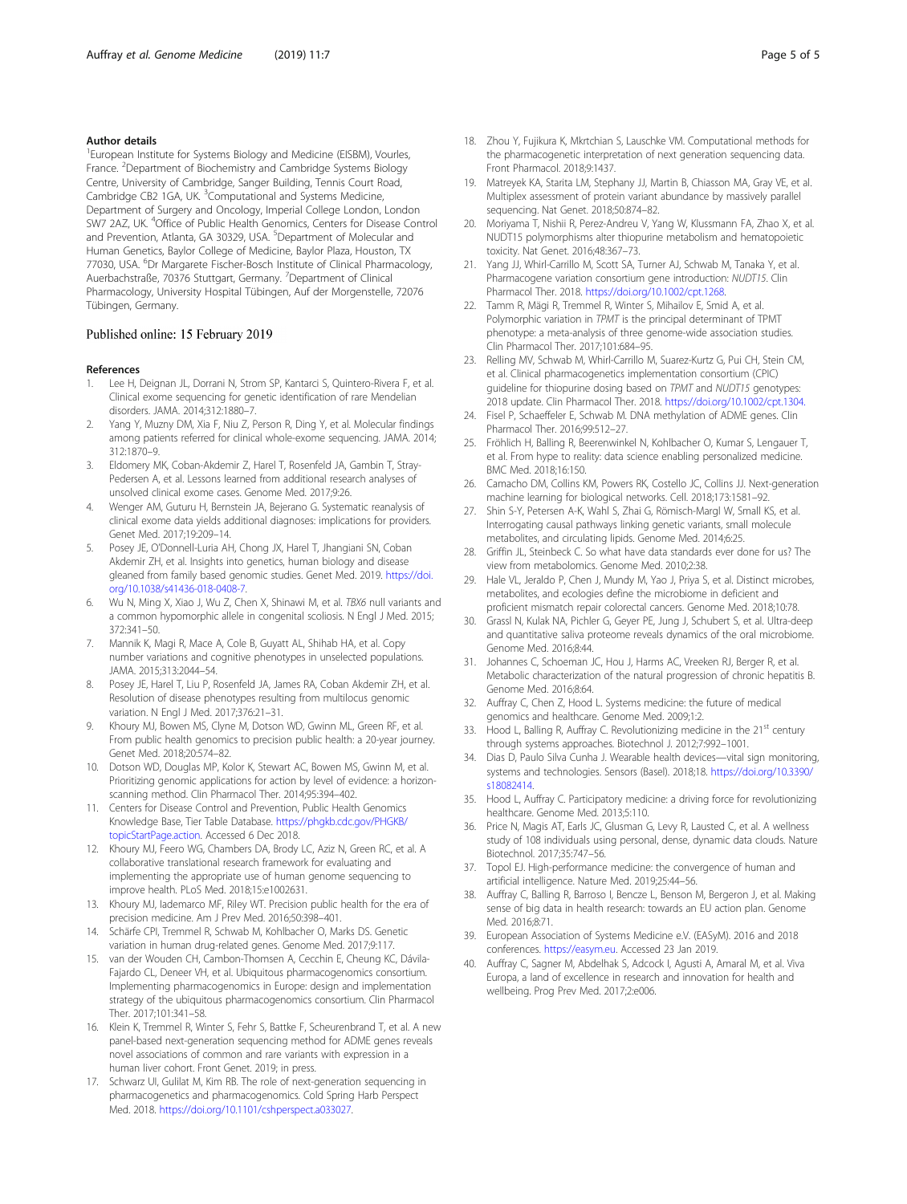### Author details

[1]European Institute for Systems Biology and Medicine (EISBM), Vourles, France. [2]Department of Biochemistry and Cambridge Systems Biology Centre, University of Cambridge, Sanger Building, Tennis Court Road, Cambridge CB2 1GA, UK. [3]Computational and Systems Medicine, Department of Surgery and Oncology, Imperial College London, London SW7 2AZ, UK. [4]Office of Public Health Genomics, Centers for Disease Control and Prevention, Atlanta, GA 30329, USA. [5]Department of Molecular and Human Genetics, Baylor College of Medicine, Baylor Plaza, Houston, TX 77030, USA. [6]Dr Margarete Fischer-Bosch Institute of Clinical Pharmacology, Auerbachstraße, 70376 Stuttgart, Germany. [7]Department of Clinical Pharmacology, University Hospital Tübingen, Auf der Morgenstelle, 72076 Tübingen, Germany.

Published online: 15 February 2019

### References

1. Lee H, Deignan JL, Dorrani N, Strom SP, Kantarci S, Quintero-Rivera F, et al. Clinical exome sequencing for genetic identification of rare Mendelian disorders. JAMA. 2014;312:1880–7.
2. Yang Y, Muzny DM, Xia F, Niu Z, Person R, Ding Y, et al. Molecular findings among patients referred for clinical whole-exome sequencing. JAMA. 2014; 312:1870–9.
3. Eldomery MK, Coban-Akdemir Z, Harel T, Rosenfeld JA, Gambin T, Stray-Pedersen A, et al. Lessons learned from additional research analyses of unsolved clinical exome cases. Genome Med. 2017;9:26.
4. Wenger AM, Guturu H, Bernstein JA, Bejerano G. Systematic reanalysis of clinical exome data yields additional diagnoses: implications for providers. Genet Med. 2017;19:209–14.
5. Posey JE, O'Donnell-Luria AH, Chong JX, Harel T, Jhangiani SN, Coban Akdemir ZH, et al. Insights into genetics, human biology and disease gleaned from family based genomic studies. Genet Med. 2019. https://doi.org/10.1038/s41436-018-0408-7.
6. Wu N, Ming X, Xiao J, Wu Z, Chen X, Shinawi M, et al. *TBX6* null variants and a common hypomorphic allele in congenital scoliosis. N Engl J Med. 2015; 372:341–50.
7. Mannik K, Magi R, Mace A, Cole B, Guyatt AL, Shihab HA, et al. Copy number variations and cognitive phenotypes in unselected populations. JAMA. 2015;313:2044–54.
8. Posey JE, Harel T, Liu P, Rosenfeld JA, James RA, Coban Akdemir ZH, et al. Resolution of disease phenotypes resulting from multilocus genomic variation. N Engl J Med. 2017;376:21–31.
9. Khoury MJ, Bowen MS, Clyne M, Dotson WD, Gwinn ML, Green RF, et al. From public health genomics to precision public health: a 20-year journey. Genet Med. 2018;20:574–82.
10. Dotson WD, Douglas MP, Kolor K, Stewart AC, Bowen MS, Gwinn M, et al. Prioritizing genomic applications for action by level of evidence: a horizon-scanning method. Clin Pharmacol Ther. 2014;95:394–402.
11. Centers for Disease Control and Prevention, Public Health Genomics Knowledge Base, Tier Table Database. https://phgkb.cdc.gov/PHGKB/topicStartPage.action. Accessed 6 Dec 2018.
12. Khoury MJ, Feero WG, Chambers DA, Brody LC, Aziz N, Green RC, et al. A collaborative translational research framework for evaluating and implementing the appropriate use of human genome sequencing to improve health. PLoS Med. 2018;15:e1002631.
13. Khoury MJ, Iademarco MF, Riley WT. Precision public health for the era of precision medicine. Am J Prev Med. 2016;50:398–401.
14. Schärfe CPI, Tremmel R, Schwab M, Kohlbacher O, Marks DS. Genetic variation in human drug-related genes. Genome Med. 2017;9:117.
15. van der Wouden CH, Cambon-Thomsen A, Cecchin E, Cheung KC, Dávila-Fajardo CL, Deneer VH, et al. Ubiquitous pharmacogenomics consortium. Implementing pharmacogenomics in Europe: design and implementation strategy of the ubiquitous pharmacogenomics consortium. Clin Pharmacol Ther. 2017;101:341–58.
16. Klein K, Tremmel R, Winter S, Fehr S, Battke F, Scheurenbrand T, et al. A new panel-based next-generation sequencing method for ADME genes reveals novel associations of common and rare variants with expression in a human liver cohort. Front Genet. 2019; in press.
17. Schwarz UI, Gulilat M, Kim RB. The role of next-generation sequencing in pharmacogenetics and pharmacogenomics. Cold Spring Harb Perspect Med. 2018. https://doi.org/10.1101/cshperspect.a033027.
18. Zhou Y, Fujikura K, Mkrtchian S, Lauschke VM. Computational methods for the pharmacogenetic interpretation of next generation sequencing data. Front Pharmacol. 2018;9:1437.
19. Matreyek KA, Starita LM, Stephany JJ, Martin B, Chiasson MA, Gray VE, et al. Multiplex assessment of protein variant abundance by massively parallel sequencing. Nat Genet. 2018;50:874–82.
20. Moriyama T, Nishii R, Perez-Andreu V, Yang W, Klussmann FA, Zhao X, et al. NUDT15 polymorphisms alter thiopurine metabolism and hematopoietic toxicity. Nat Genet. 2016;48:367–73.
21. Yang JJ, Whirl-Carrillo M, Scott SA, Turner AJ, Schwab M, Tanaka Y, et al. Pharmacogene variation consortium gene introduction: *NUDT15*. Clin Pharmacol Ther. 2018. https://doi.org/10.1002/cpt.1268.
22. Tamm R, Mägi R, Tremmel R, Winter S, Mihailov E, Smid A, et al. Polymorphic variation in *TPMT* is the principal determinant of TPMT phenotype: a meta-analysis of three genome-wide association studies. Clin Pharmacol Ther. 2017;101:684–95.
23. Relling MV, Schwab M, Whirl-Carrillo M, Suarez-Kurtz G, Pui CH, Stein CM, et al. Clinical pharmacogenetics implementation consortium (CPIC) guideline for thiopurine dosing based on *TPMT* and *NUDT15* genotypes: 2018 update. Clin Pharmacol Ther. 2018. https://doi.org/10.1002/cpt.1304.
24. Fisel P, Schaeffeler E, Schwab M. DNA methylation of ADME genes. Clin Pharmacol Ther. 2016;99:512–27.
25. Fröhlich H, Balling R, Beerenwinkel N, Kohlbacher O, Kumar S, Lengauer T, et al. From hype to reality: data science enabling personalized medicine. BMC Med. 2018;16:150.
26. Camacho DM, Collins KM, Powers RK, Costello JC, Collins JJ. Next-generation machine learning for biological networks. Cell. 2018;173:1581–92.
27. Shin S-Y, Petersen A-K, Wahl S, Zhai G, Römisch-Margl W, Small KS, et al. Interrogating causal pathways linking genetic variants, small molecule metabolites, and circulating lipids. Genome Med. 2014;6:25.
28. Griffin JL, Steinbeck C. So what have data standards ever done for us? The view from metabolomics. Genome Med. 2010;2:38.
29. Hale VL, Jeraldo P, Chen J, Mundy M, Yao J, Priya S, et al. Distinct microbes, metabolites, and ecologies define the microbiome in deficient and proficient mismatch repair colorectal cancers. Genome Med. 2018;10:78.
30. Grassl N, Kulak NA, Pichler G, Geyer PE, Jung J, Schubert S, et al. Ultra-deep and quantitative saliva proteome reveals dynamics of the oral microbiome. Genome Med. 2016;8:44.
31. Johannes C, Schoeman JC, Hou J, Harms AC, Vreeken RJ, Berger R, et al. Metabolic characterization of the natural progression of chronic hepatitis B. Genome Med. 2016;8:64.
32. Auffray C, Chen Z, Hood L. Systems medicine: the future of medical genomics and healthcare. Genome Med. 2009;1:2.
33. Hood L, Balling R, Auffray C. Revolutionizing medicine in the 21st century through systems approaches. Biotechnol J. 2012;7:992–1001.
34. Dias D, Paulo Silva Cunha J. Wearable health devices—vital sign monitoring, systems and technologies. Sensors (Basel). 2018;18. https://doi.org/10.3390/s18082414.
35. Hood L, Auffray C. Participatory medicine: a driving force for revolutionizing healthcare. Genome Med. 2013;5:110.
36. Price N, Magis AT, Earls JC, Glusman G, Levy R, Lausted C, et al. A wellness study of 108 individuals using personal, dense, dynamic data clouds. Nature Biotechnol. 2017;35:747–56.
37. Topol EJ. High-performance medicine: the convergence of human and artificial intelligence. Nature Med. 2019;25:44–56.
38. Auffray C, Balling R, Barroso I, Bencze L, Benson M, Bergeron J, et al. Making sense of big data in health research: towards an EU action plan. Genome Med. 2016;8:71.
39. European Association of Systems Medicine e.V. (EASyM). 2016 and 2018 conferences. https://easym.eu. Accessed 23 Jan 2019.
40. Auffray C, Sagner M, Abdelhak S, Adcock I, Agusti A, Amaral M, et al. Viva Europa, a land of excellence in research and innovation for health and wellbeing. Prog Prev Med. 2017;2:e006.